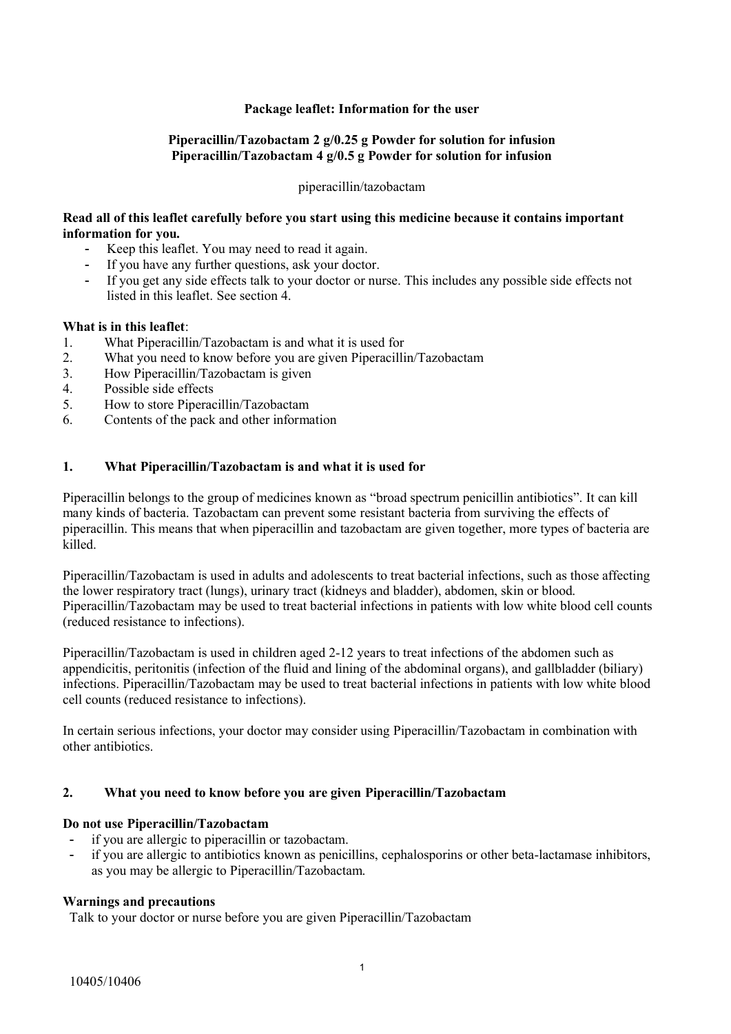**Package leaflet: Information for the user**

**Piperacillin/Tazobactam 2 g/0.25 g Powder for solution for infusion**
**Piperacillin/Tazobactam 4 g/0.5 g Powder for solution for infusion**

piperacillin/tazobactam

**Read all of this leaflet carefully before you start using this medicine because it contains important information for you.**

- Keep this leaflet. You may need to read it again.
- If you have any further questions, ask your doctor.
- If you get any side effects talk to your doctor or nurse. This includes any possible side effects not listed in this leaflet. See section 4.

**What is in this leaflet**:

1. What Piperacillin/Tazobactam is and what it is used for
2. What you need to know before you are given Piperacillin/Tazobactam
3. How Piperacillin/Tazobactam is given
4. Possible side effects
5. How to store Piperacillin/Tazobactam
6. Contents of the pack and other information

## 1. What Piperacillin/Tazobactam is and what it is used for

Piperacillin belongs to the group of medicines known as "broad spectrum penicillin antibiotics". It can kill many kinds of bacteria. Tazobactam can prevent some resistant bacteria from surviving the effects of piperacillin. This means that when piperacillin and tazobactam are given together, more types of bacteria are killed.

Piperacillin/Tazobactam is used in adults and adolescents to treat bacterial infections, such as those affecting the lower respiratory tract (lungs), urinary tract (kidneys and bladder), abdomen, skin or blood. Piperacillin/Tazobactam may be used to treat bacterial infections in patients with low white blood cell counts (reduced resistance to infections).

Piperacillin/Tazobactam is used in children aged 2-12 years to treat infections of the abdomen such as appendicitis, peritonitis (infection of the fluid and lining of the abdominal organs), and gallbladder (biliary) infections. Piperacillin/Tazobactam may be used to treat bacterial infections in patients with low white blood cell counts (reduced resistance to infections).

In certain serious infections, your doctor may consider using Piperacillin/Tazobactam in combination with other antibiotics.

## 2. What you need to know before you are given Piperacillin/Tazobactam

**Do not use Piperacillin/Tazobactam**

- if you are allergic to piperacillin or tazobactam.
- if you are allergic to antibiotics known as penicillins, cephalosporins or other beta-lactamase inhibitors, as you may be allergic to Piperacillin/Tazobactam.

**Warnings and precautions**

Talk to your doctor or nurse before you are given Piperacillin/Tazobactam

10405/10406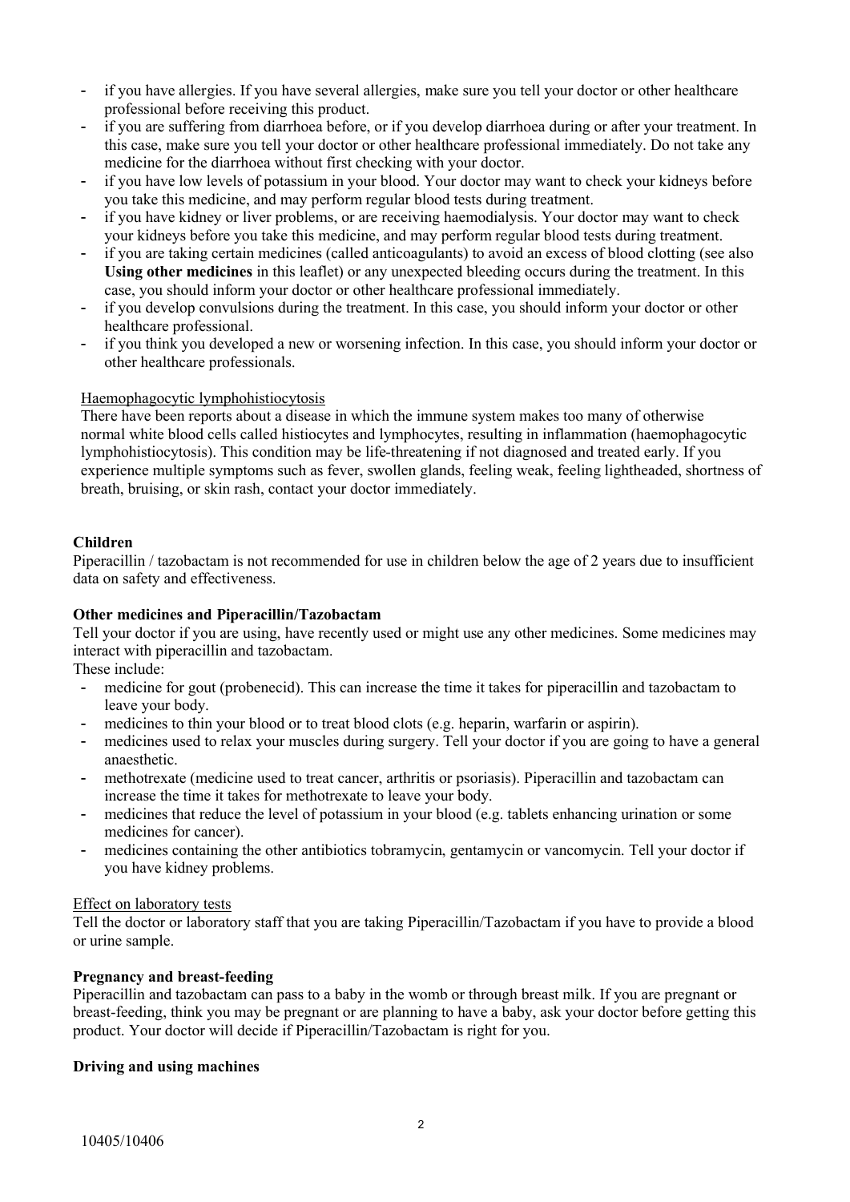- if you have allergies. If you have several allergies, make sure you tell your doctor or other healthcare professional before receiving this product.
- if you are suffering from diarrhoea before, or if you develop diarrhoea during or after your treatment. In this case, make sure you tell your doctor or other healthcare professional immediately. Do not take any medicine for the diarrhoea without first checking with your doctor.
- if you have low levels of potassium in your blood. Your doctor may want to check your kidneys before you take this medicine, and may perform regular blood tests during treatment.
- if you have kidney or liver problems, or are receiving haemodialysis. Your doctor may want to check your kidneys before you take this medicine, and may perform regular blood tests during treatment.
- if you are taking certain medicines (called anticoagulants) to avoid an excess of blood clotting (see also **Using other medicines** in this leaflet) or any unexpected bleeding occurs during the treatment. In this case, you should inform your doctor or other healthcare professional immediately.
- if you develop convulsions during the treatment. In this case, you should inform your doctor or other healthcare professional.
- if you think you developed a new or worsening infection. In this case, you should inform your doctor or other healthcare professionals.

Haemophagocytic lymphohistiocytosis

There have been reports about a disease in which the immune system makes too many of otherwise normal white blood cells called histiocytes and lymphocytes, resulting in inflammation (haemophagocytic lymphohistiocytosis). This condition may be life-threatening if not diagnosed and treated early. If you experience multiple symptoms such as fever, swollen glands, feeling weak, feeling lightheaded, shortness of breath, bruising, or skin rash, contact your doctor immediately.

**Children**

Piperacillin / tazobactam is not recommended for use in children below the age of 2 years due to insufficient data on safety and effectiveness.

**Other medicines and Piperacillin/Tazobactam**

Tell your doctor if you are using, have recently used or might use any other medicines. Some medicines may interact with piperacillin and tazobactam.

These include:

- medicine for gout (probenecid). This can increase the time it takes for piperacillin and tazobactam to leave your body.
- medicines to thin your blood or to treat blood clots (e.g. heparin, warfarin or aspirin).
- medicines used to relax your muscles during surgery. Tell your doctor if you are going to have a general anaesthetic.
- methotrexate (medicine used to treat cancer, arthritis or psoriasis). Piperacillin and tazobactam can increase the time it takes for methotrexate to leave your body.
- medicines that reduce the level of potassium in your blood (e.g. tablets enhancing urination or some medicines for cancer).
- medicines containing the other antibiotics tobramycin, gentamycin or vancomycin. Tell your doctor if you have kidney problems.

Effect on laboratory tests

Tell the doctor or laboratory staff that you are taking Piperacillin/Tazobactam if you have to provide a blood or urine sample.

**Pregnancy and breast-feeding**

Piperacillin and tazobactam can pass to a baby in the womb or through breast milk. If you are pregnant or breast-feeding, think you may be pregnant or are planning to have a baby, ask your doctor before getting this product. Your doctor will decide if Piperacillin/Tazobactam is right for you.

**Driving and using machines**

10405/10406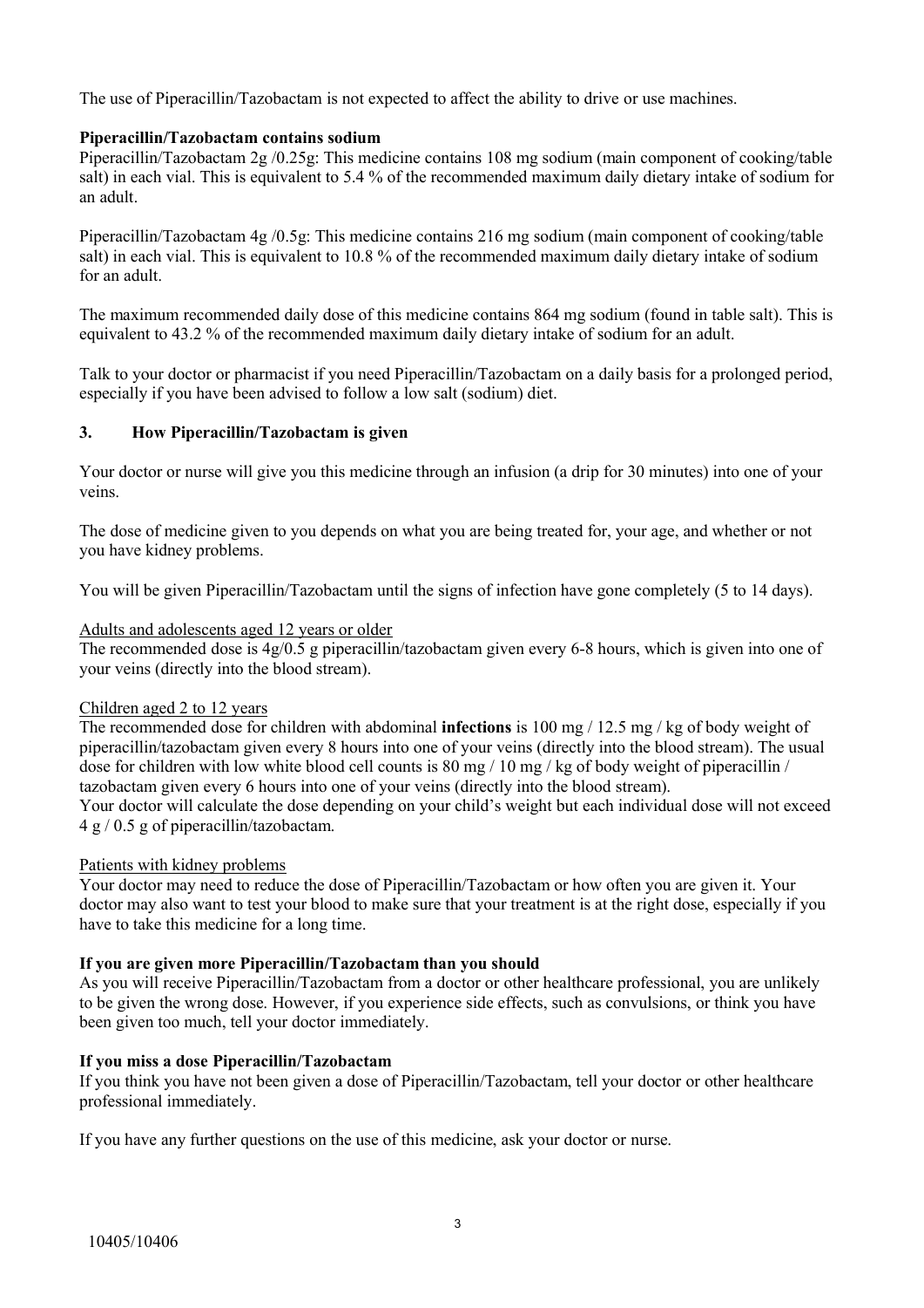The use of Piperacillin/Tazobactam is not expected to affect the ability to drive or use machines.

**Piperacillin/Tazobactam contains sodium**

Piperacillin/Tazobactam 2g /0.25g: This medicine contains 108 mg sodium (main component of cooking/table salt) in each vial. This is equivalent to 5.4 % of the recommended maximum daily dietary intake of sodium for an adult.

Piperacillin/Tazobactam 4g /0.5g: This medicine contains 216 mg sodium (main component of cooking/table salt) in each vial. This is equivalent to 10.8 % of the recommended maximum daily dietary intake of sodium for an adult.

The maximum recommended daily dose of this medicine contains 864 mg sodium (found in table salt). This is equivalent to 43.2 % of the recommended maximum daily dietary intake of sodium for an adult.

Talk to your doctor or pharmacist if you need Piperacillin/Tazobactam on a daily basis for a prolonged period, especially if you have been advised to follow a low salt (sodium) diet.

## 3. How Piperacillin/Tazobactam is given

Your doctor or nurse will give you this medicine through an infusion (a drip for 30 minutes) into one of your veins.

The dose of medicine given to you depends on what you are being treated for, your age, and whether or not you have kidney problems.

You will be given Piperacillin/Tazobactam until the signs of infection have gone completely (5 to 14 days).

<u>Adults and adolescents aged 12 years or older</u>

The recommended dose is 4g/0.5 g piperacillin/tazobactam given every 6-8 hours, which is given into one of your veins (directly into the blood stream).

<u>Children aged 2 to 12 years</u>

The recommended dose for children with abdominal **infections** is 100 mg / 12.5 mg / kg of body weight of piperacillin/tazobactam given every 8 hours into one of your veins (directly into the blood stream). The usual dose for children with low white blood cell counts is 80 mg / 10 mg / kg of body weight of piperacillin / tazobactam given every 6 hours into one of your veins (directly into the blood stream).

Your doctor will calculate the dose depending on your child's weight but each individual dose will not exceed 4 g / 0.5 g of piperacillin/tazobactam.

<u>Patients with kidney problems</u>

Your doctor may need to reduce the dose of Piperacillin/Tazobactam or how often you are given it. Your doctor may also want to test your blood to make sure that your treatment is at the right dose, especially if you have to take this medicine for a long time.

**If you are given more Piperacillin/Tazobactam than you should**

As you will receive Piperacillin/Tazobactam from a doctor or other healthcare professional, you are unlikely to be given the wrong dose. However, if you experience side effects, such as convulsions, or think you have been given too much, tell your doctor immediately.

**If you miss a dose Piperacillin/Tazobactam**

If you think you have not been given a dose of Piperacillin/Tazobactam, tell your doctor or other healthcare professional immediately.

If you have any further questions on the use of this medicine, ask your doctor or nurse.

10405/10406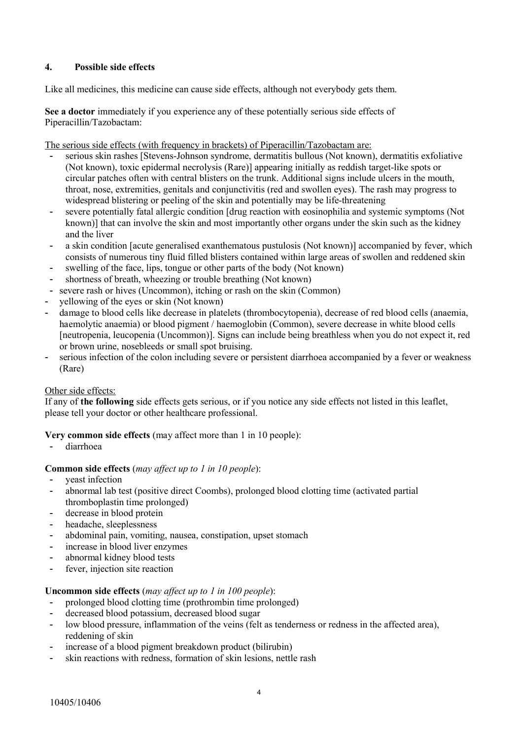## 4. Possible side effects

Like all medicines, this medicine can cause side effects, although not everybody gets them.

**See a doctor** immediately if you experience any of these potentially serious side effects of Piperacillin/Tazobactam:

The serious side effects (with frequency in brackets) of Piperacillin/Tazobactam are:

- serious skin rashes [Stevens-Johnson syndrome, dermatitis bullous (Not known), dermatitis exfoliative (Not known), toxic epidermal necrolysis (Rare)] appearing initially as reddish target-like spots or circular patches often with central blisters on the trunk. Additional signs include ulcers in the mouth, throat, nose, extremities, genitals and conjunctivitis (red and swollen eyes). The rash may progress to widespread blistering or peeling of the skin and potentially may be life-threatening
- severe potentially fatal allergic condition [drug reaction with eosinophilia and systemic symptoms (Not known)] that can involve the skin and most importantly other organs under the skin such as the kidney and the liver
- a skin condition [acute generalised exanthematous pustulosis (Not known)] accompanied by fever, which consists of numerous tiny fluid filled blisters contained within large areas of swollen and reddened skin
- swelling of the face, lips, tongue or other parts of the body (Not known)
- shortness of breath, wheezing or trouble breathing (Not known)
- severe rash or hives (Uncommon), itching or rash on the skin (Common)
- yellowing of the eyes or skin (Not known)
- damage to blood cells like decrease in platelets (thrombocytopenia), decrease of red blood cells (anaemia, haemolytic anaemia) or blood pigment / haemoglobin (Common), severe decrease in white blood cells [neutropenia, leucopenia (Uncommon)]. Signs can include being breathless when you do not expect it, red or brown urine, nosebleeds or small spot bruising.
- serious infection of the colon including severe or persistent diarrhoea accompanied by a fever or weakness (Rare)

Other side effects:
If any of **the following** side effects gets serious, or if you notice any side effects not listed in this leaflet, please tell your doctor or other healthcare professional.

**Very common side effects** (may affect more than 1 in 10 people):

- diarrhoea

**Common side effects** (*may affect up to 1 in 10 people*):

- yeast infection
- abnormal lab test (positive direct Coombs), prolonged blood clotting time (activated partial thromboplastin time prolonged)
- decrease in blood protein
- headache, sleeplessness
- abdominal pain, vomiting, nausea, constipation, upset stomach
- increase in blood liver enzymes
- abnormal kidney blood tests
- fever, injection site reaction

**Uncommon side effects** (*may affect up to 1 in 100 people*):

- prolonged blood clotting time (prothrombin time prolonged)
- decreased blood potassium, decreased blood sugar
- low blood pressure, inflammation of the veins (felt as tenderness or redness in the affected area), reddening of skin
- increase of a blood pigment breakdown product (bilirubin)
- skin reactions with redness, formation of skin lesions, nettle rash

10405/10406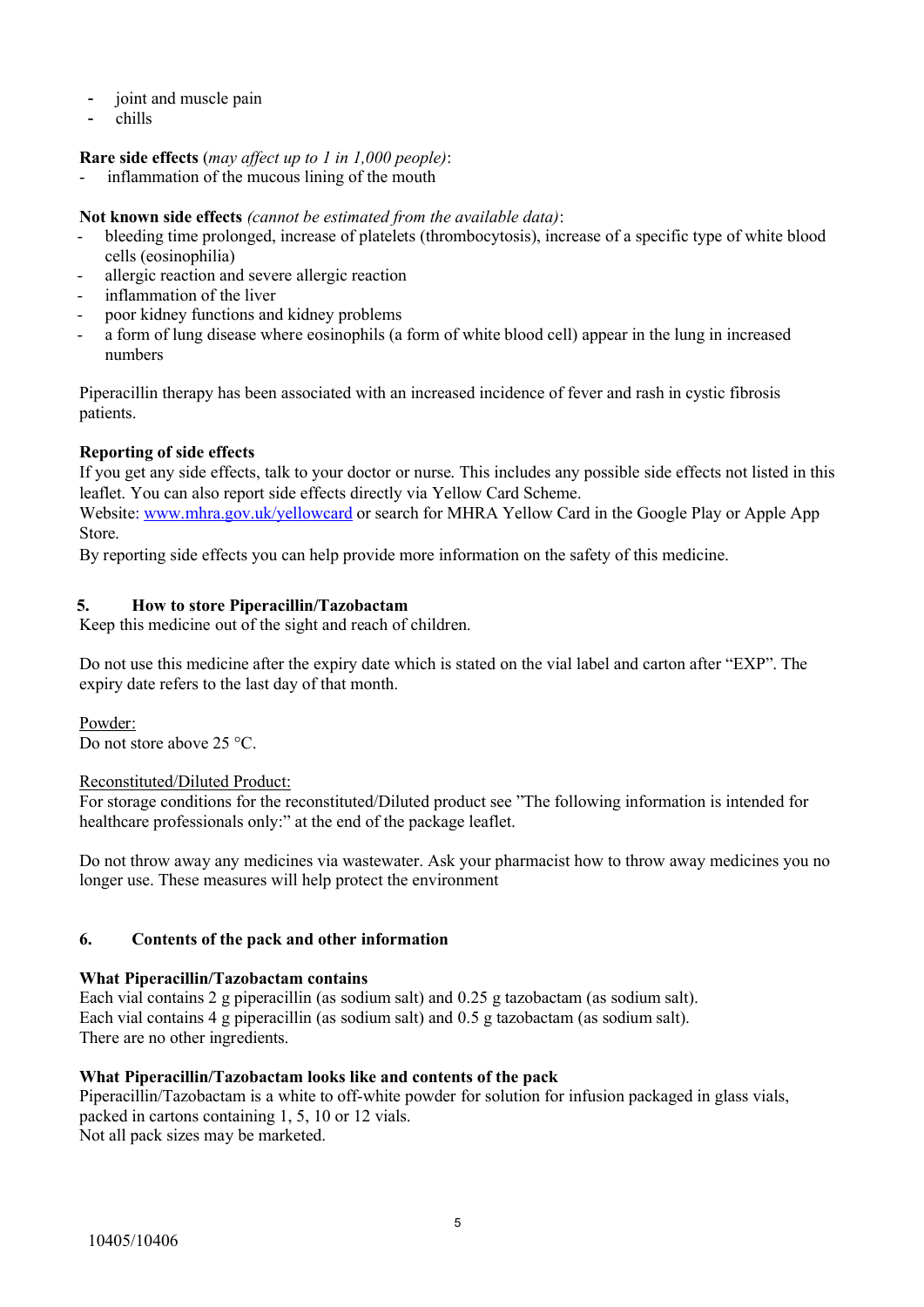- joint and muscle pain
- chills

**Rare side effects** (*may affect up to 1 in 1,000 people)*:

- inflammation of the mucous lining of the mouth

**Not known side effects** *(cannot be estimated from the available data)*:

- bleeding time prolonged, increase of platelets (thrombocytosis), increase of a specific type of white blood cells (eosinophilia)
- allergic reaction and severe allergic reaction
- inflammation of the liver
- poor kidney functions and kidney problems
- a form of lung disease where eosinophils (a form of white blood cell) appear in the lung in increased numbers

Piperacillin therapy has been associated with an increased incidence of fever and rash in cystic fibrosis patients.

**Reporting of side effects**

If you get any side effects, talk to your doctor or nurse. This includes any possible side effects not listed in this leaflet. You can also report side effects directly via Yellow Card Scheme.
Website: www.mhra.gov.uk/yellowcard or search for MHRA Yellow Card in the Google Play or Apple App Store.
By reporting side effects you can help provide more information on the safety of this medicine.

## 5. How to store Piperacillin/Tazobactam

Keep this medicine out of the sight and reach of children.

Do not use this medicine after the expiry date which is stated on the vial label and carton after "EXP". The expiry date refers to the last day of that month.

Powder:
Do not store above 25 °C.

Reconstituted/Diluted Product:
For storage conditions for the reconstituted/Diluted product see "The following information is intended for healthcare professionals only:" at the end of the package leaflet.

Do not throw away any medicines via wastewater. Ask your pharmacist how to throw away medicines you no longer use. These measures will help protect the environment

## 6. Contents of the pack and other information

**What Piperacillin/Tazobactam contains**

Each vial contains 2 g piperacillin (as sodium salt) and 0.25 g tazobactam (as sodium salt).
Each vial contains 4 g piperacillin (as sodium salt) and 0.5 g tazobactam (as sodium salt).
There are no other ingredients.

**What Piperacillin/Tazobactam looks like and contents of the pack**

Piperacillin/Tazobactam is a white to off-white powder for solution for infusion packaged in glass vials, packed in cartons containing 1, 5, 10 or 12 vials.
Not all pack sizes may be marketed.

10405/10406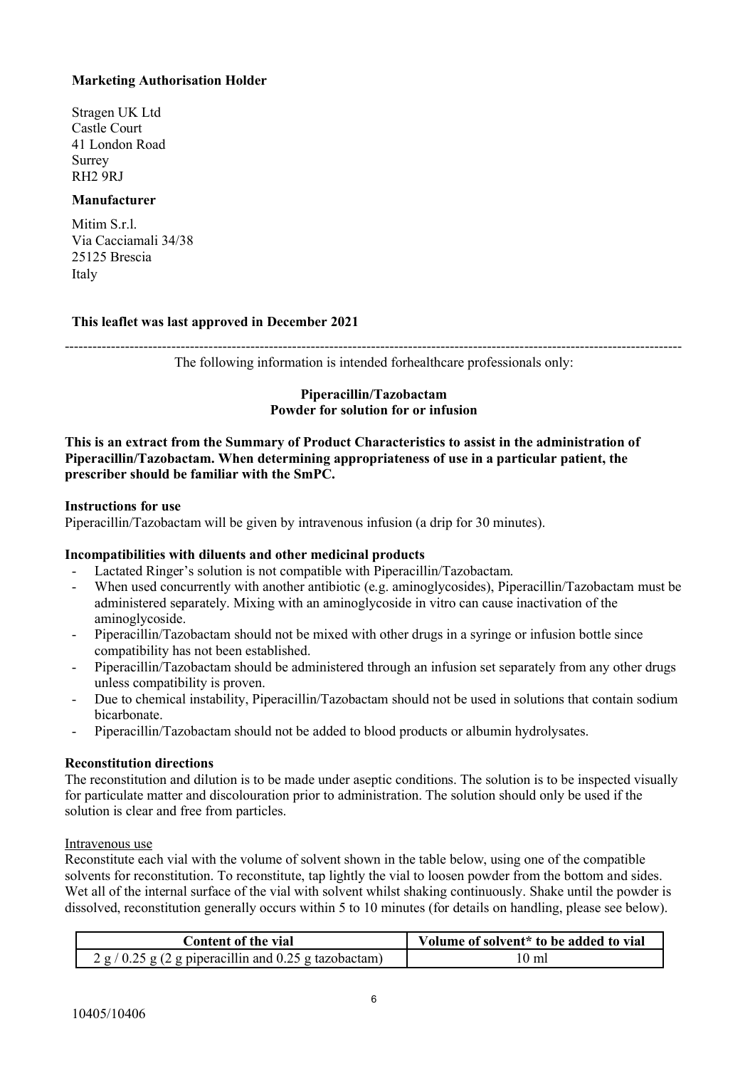**Marketing Authorisation Holder**

Stragen UK Ltd
Castle Court
41 London Road
Surrey
RH2 9RJ

**Manufacturer**

Mitim S.r.l.
Via Cacciamali 34/38
25125 Brescia
Italy

**This leaflet was last approved in December 2021**

---

The following information is intended forhealthcare professionals only:

**Piperacillin/Tazobactam**
**Powder for solution for or infusion**

**This is an extract from the Summary of Product Characteristics to assist in the administration of Piperacillin/Tazobactam. When determining appropriateness of use in a particular patient, the prescriber should be familiar with the SmPC.**

**Instructions for use**

Piperacillin/Tazobactam will be given by intravenous infusion (a drip for 30 minutes).

**Incompatibilities with diluents and other medicinal products**

- Lactated Ringer's solution is not compatible with Piperacillin/Tazobactam.
- When used concurrently with another antibiotic (e.g. aminoglycosides), Piperacillin/Tazobactam must be administered separately. Mixing with an aminoglycoside in vitro can cause inactivation of the aminoglycoside.
- Piperacillin/Tazobactam should not be mixed with other drugs in a syringe or infusion bottle since compatibility has not been established.
- Piperacillin/Tazobactam should be administered through an infusion set separately from any other drugs unless compatibility is proven.
- Due to chemical instability, Piperacillin/Tazobactam should not be used in solutions that contain sodium bicarbonate.
- Piperacillin/Tazobactam should not be added to blood products or albumin hydrolysates.

**Reconstitution directions**

The reconstitution and dilution is to be made under aseptic conditions. The solution is to be inspected visually for particulate matter and discolouration prior to administration. The solution should only be used if the solution is clear and free from particles.

Intravenous use

Reconstitute each vial with the volume of solvent shown in the table below, using one of the compatible solvents for reconstitution. To reconstitute, tap lightly the vial to loosen powder from the bottom and sides. Wet all of the internal surface of the vial with solvent whilst shaking continuously. Shake until the powder is dissolved, reconstitution generally occurs within 5 to 10 minutes (for details on handling, please see below).

| Content of the vial | Volume of solvent* to be added to vial |
|---|---|
| 2 g / 0.25 g (2 g piperacillin and 0.25 g tazobactam) | 10 ml |

10405/10406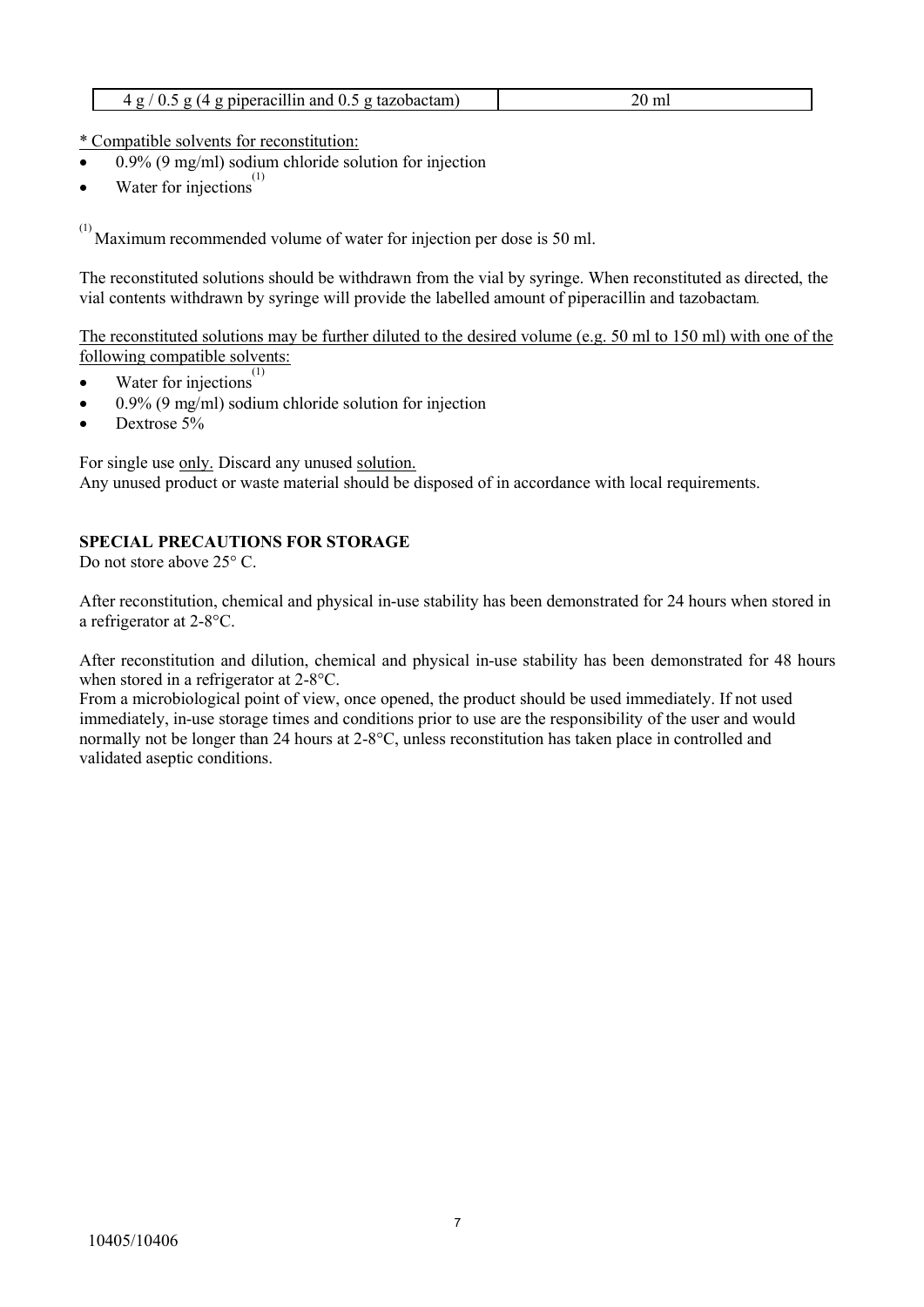| | |
|---|---|
| 4 g / 0.5 g (4 g piperacillin and 0.5 g tazobactam) | 20 ml |

\* Compatible solvents for reconstitution:

- 0.9% (9 mg/ml) sodium chloride solution for injection
- Water for injections [(1)]

[(1)] Maximum recommended volume of water for injection per dose is 50 ml.

The reconstituted solutions should be withdrawn from the vial by syringe. When reconstituted as directed, the vial contents withdrawn by syringe will provide the labelled amount of piperacillin and tazobactam.

The reconstituted solutions may be further diluted to the desired volume (e.g. 50 ml to 150 ml) with one of the following compatible solvents:

- Water for injections [(1)]
- 0.9% (9 mg/ml) sodium chloride solution for injection
- Dextrose 5%

For single use only. Discard any unused solution.
Any unused product or waste material should be disposed of in accordance with local requirements.

**SPECIAL PRECAUTIONS FOR STORAGE**

Do not store above 25° C.

After reconstitution, chemical and physical in-use stability has been demonstrated for 24 hours when stored in a refrigerator at 2-8°C.

After reconstitution and dilution, chemical and physical in-use stability has been demonstrated for 48 hours when stored in a refrigerator at 2-8°C.
From a microbiological point of view, once opened, the product should be used immediately. If not used immediately, in-use storage times and conditions prior to use are the responsibility of the user and would normally not be longer than 24 hours at 2-8°C, unless reconstitution has taken place in controlled and validated aseptic conditions.

10405/10406